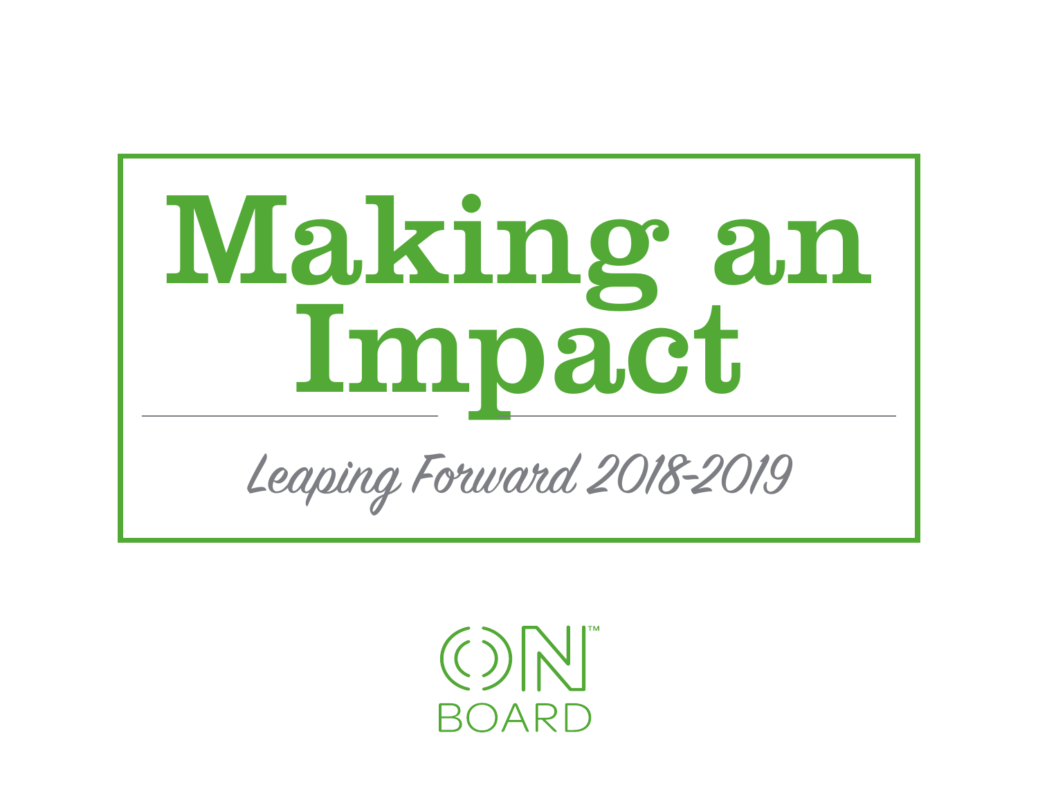# Making an Impact

*Leaping Forward 2018-2019*

ON™
BOARD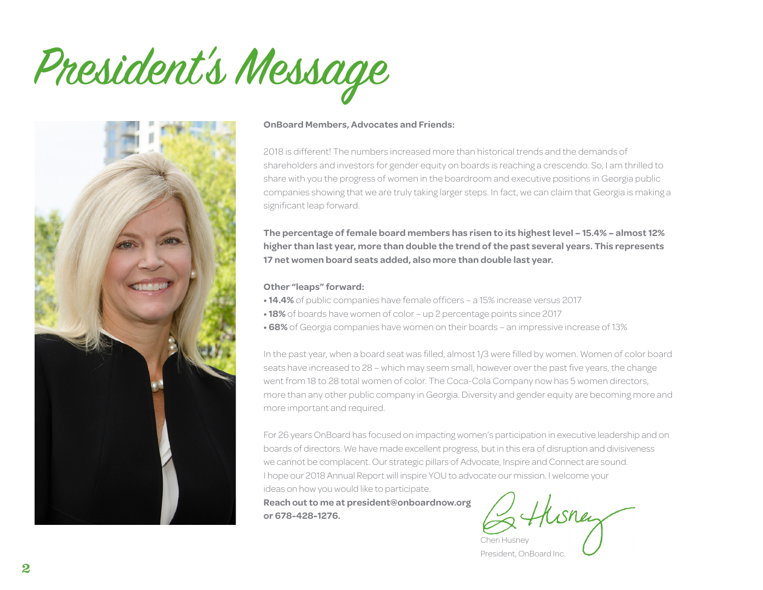# President's Message

**OnBoard Members, Advocates and Friends:**

2018 is different! The numbers increased more than historical trends and the demands of shareholders and investors for gender equity on boards is reaching a crescendo. So, I am thrilled to share with you the progress of women in the boardroom and executive positions in Georgia public companies showing that we are truly taking larger steps. In fact, we can claim that Georgia is making a significant leap forward.

**The percentage of female board members has risen to its highest level – 15.4% – almost 12% higher than last year, more than double the trend of the past several years. This represents 17 net women board seats added, also more than double last year.**

**Other "leaps" forward:**

- **14.4%** of public companies have female officers – a 15% increase versus 2017
- **18%** of boards have women of color – up 2 percentage points since 2017
- **68%** of Georgia companies have women on their boards – an impressive increase of 13%

In the past year, when a board seat was filled, almost 1/3 were filled by women. Women of color board seats have increased to 28 – which may seem small, however over the past five years, the change went from 18 to 28 total women of color. The Coca-Cola Company now has 5 women directors, more than any other public company in Georgia. Diversity and gender equity are becoming more and more important and required.

For 26 years OnBoard has focused on impacting women's participation in executive leadership and on boards of directors. We have made excellent progress, but in this era of disruption and divisiveness we cannot be complacent. Our strategic pillars of Advocate, Inspire and Connect are sound. I hope our 2018 Annual Report will inspire YOU to advocate our mission. I welcome your ideas on how you would like to participate.

**Reach out to me at president@onboardnow.org or 678-428-1276.**

Cheri Husney
President, OnBoard Inc.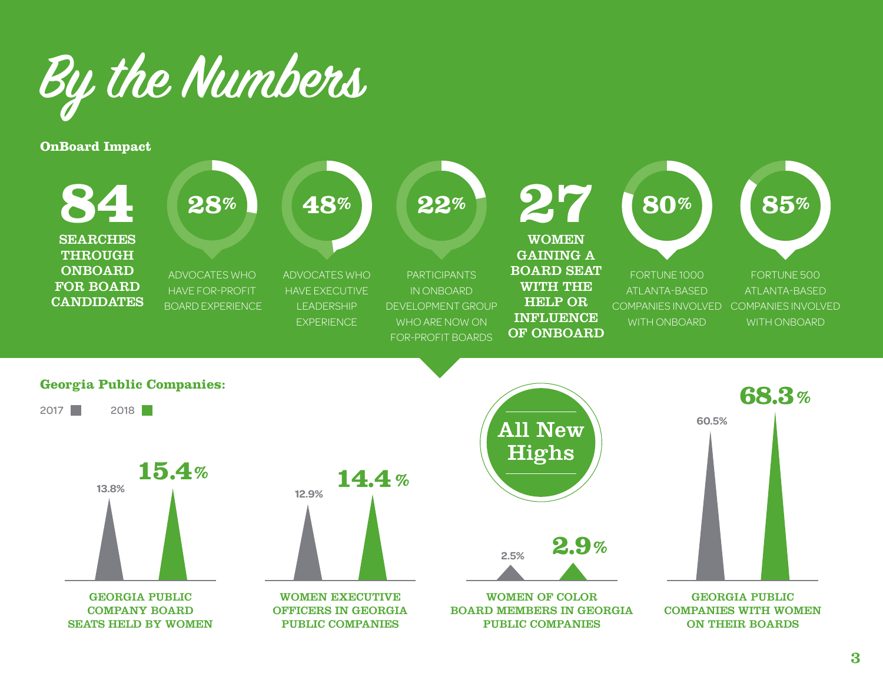# By the Numbers

**OnBoard Impact**

- **84** SEARCHES THROUGH ONBOARD FOR BOARD CANDIDATES
- **28%** ADVOCATES WHO HAVE FOR-PROFIT BOARD EXPERIENCE
- **48%** ADVOCATES WHO HAVE EXECUTIVE LEADERSHIP EXPERIENCE
- **22%** PARTICIPANTS IN ONBOARD DEVELOPMENT GROUP WHO ARE NOW ON FOR-PROFIT BOARDS
- **27** WOMEN GAINING A BOARD SEAT WITH THE HELP OR INFLUENCE OF ONBOARD
- **80%** FORTUNE 1000 ATLANTA-BASED COMPANIES INVOLVED WITH ONBOARD
- **85%** FORTUNE 500 ATLANTA-BASED COMPANIES INVOLVED WITH ONBOARD

**Georgia Public Companies:**

All New Highs

| | 2017 | 2018 |
|---|---|---|
| GEORGIA PUBLIC COMPANY BOARD SEATS HELD BY WOMEN | 13.8% | 15.4% |
| WOMEN EXECUTIVE OFFICERS IN GEORGIA PUBLIC COMPANIES | 12.9% | 14.4% |
| WOMEN OF COLOR BOARD MEMBERS IN GEORGIA PUBLIC COMPANIES | 2.5% | 2.9% |
| GEORGIA PUBLIC COMPANIES WITH WOMEN ON THEIR BOARDS | 60.5% | 68.3% |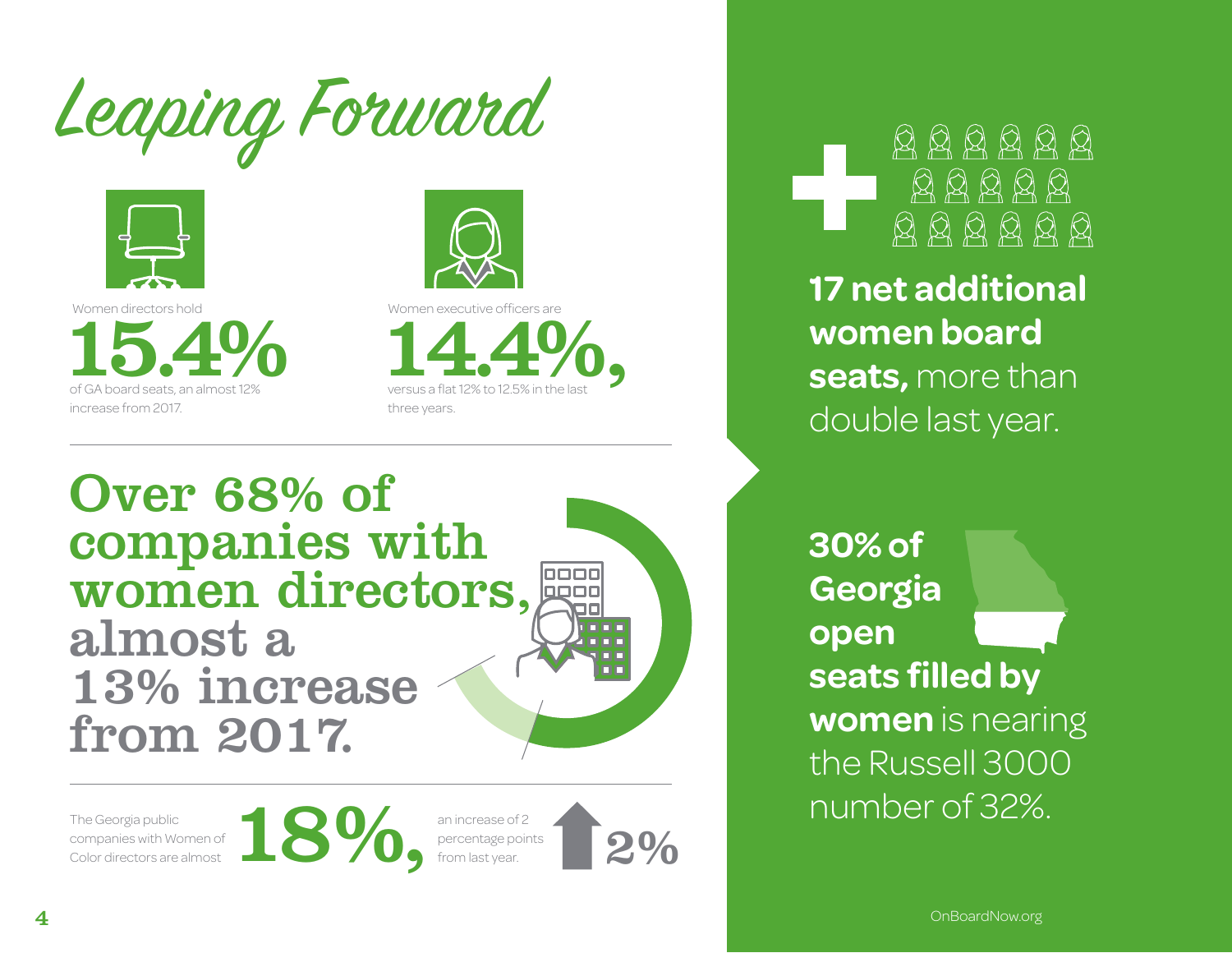# Leaping Forward

Women directors hold

**15.4%**

of GA board seats, an almost 12% increase from 2017.

Women executive officers are

**14.4%,**

versus a flat 12% to 12.5% in the last three years.

**Over 68% of companies with women directors,** almost a 13% increase from 2017.

The Georgia public companies with Women of Color directors are almost **18%,** an increase of 2 percentage points from last year.

**2%**

**17 net additional women board seats,** more than double last year.

**30% of Georgia open seats filled by women** is nearing the Russell 3000 number of 32%.

OnBoardNow.org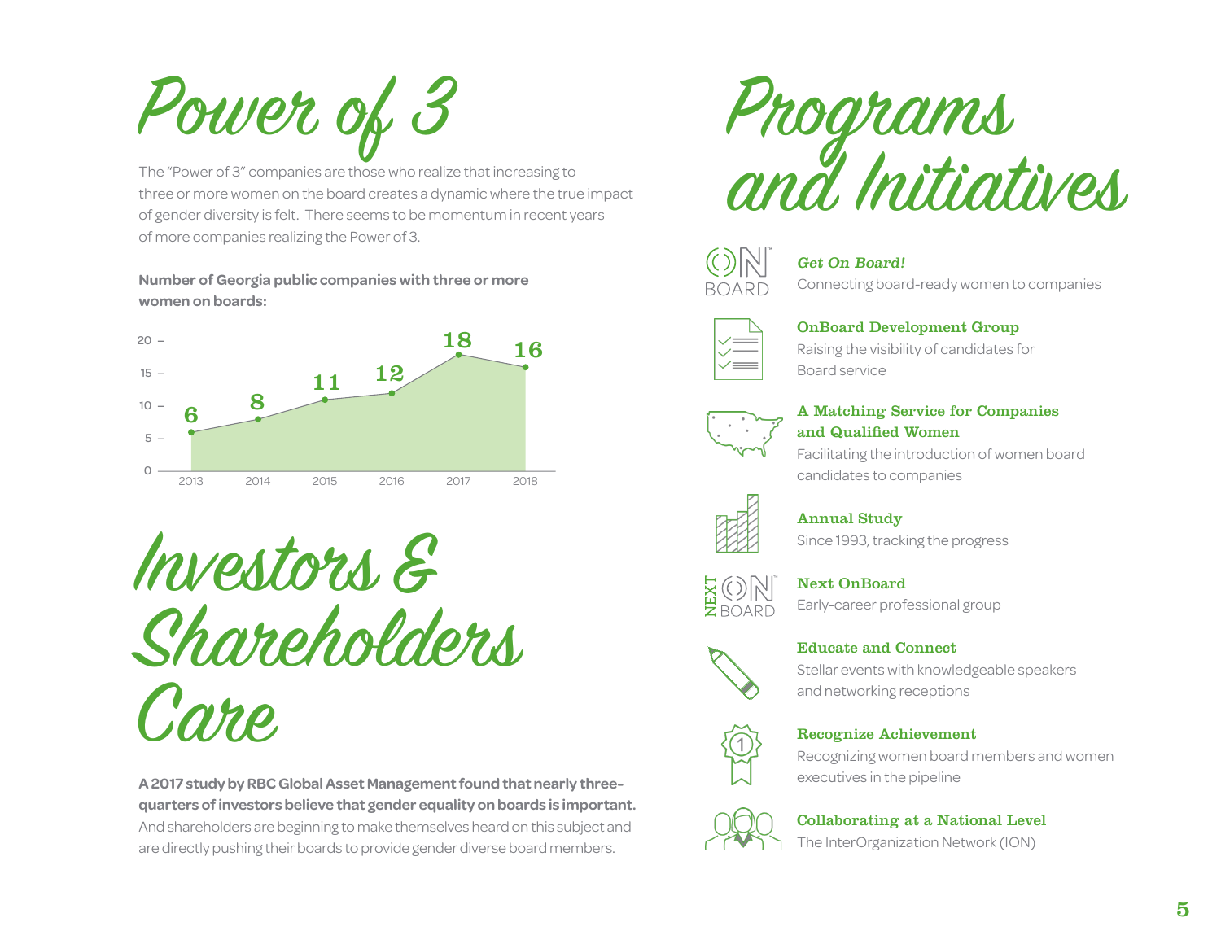# Power of 3

The "Power of 3" companies are those who realize that increasing to three or more women on the board creates a dynamic where the true impact of gender diversity is felt. There seems to be momentum in recent years of more companies realizing the Power of 3.

**Number of Georgia public companies with three or more women on boards:**

| Year | Companies |
| --- | --- |
| 2013 | 6 |
| 2014 | 8 |
| 2015 | 11 |
| 2016 | 12 |
| 2017 | 18 |
| 2018 | 16 |

# Investors & Shareholders Care

**A 2017 study by RBC Global Asset Management found that nearly three-quarters of investors believe that gender equality on boards is important.** And shareholders are beginning to make themselves heard on this subject and are directly pushing their boards to provide gender diverse board members.

# Programs and Initiatives

***Get On Board!***
Connecting board-ready women to companies

**OnBoard Development Group**
Raising the visibility of candidates for Board service

**A Matching Service for Companies and Qualified Women**
Facilitating the introduction of women board candidates to companies

**Annual Study**
Since 1993, tracking the progress

**Next OnBoard**
Early-career professional group

**Educate and Connect**
Stellar events with knowledgeable speakers and networking receptions

**Recognize Achievement**
Recognizing women board members and women executives in the pipeline

**Collaborating at a National Level**
The InterOrganization Network (ION)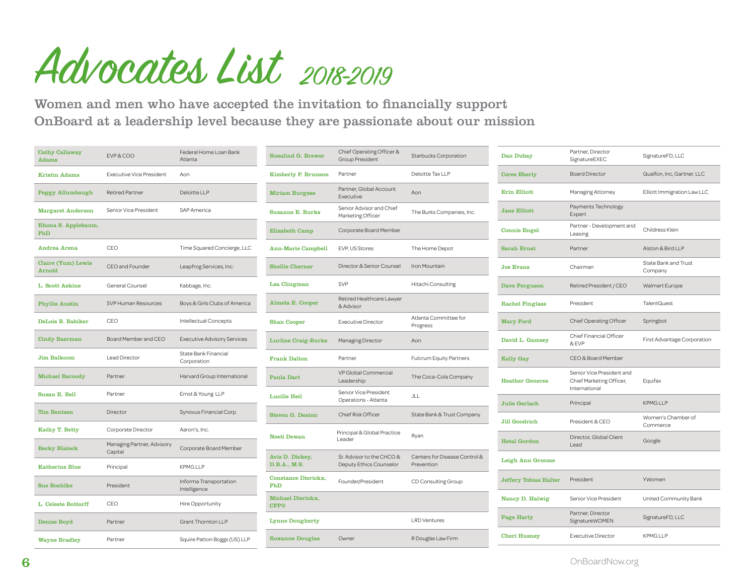# Advocates List 2018-2019

## Women and men who have accepted the invitation to financially support OnBoard at a leadership level because they are passionate about our mission

| Name | Title | Organization |
|---|---|---|
| Cathy Callaway Adams | EVP & COO | Federal Home Loan Bank Atlanta |
| Kristin Adams | Executive Vice President | Aon |
| Peggy Allumbaugh | Retired Partner | Deloitte LLP |
| Margaret Anderson | Senior Vice President | SAP America |
| Rhona S. Applebaum, PhD | | |
| Andrea Arena | CEO | Time Squared Concierge, LLC |
| Claire (Yum) Lewis Arnold | CEO and Founder | Leapfrog Services, Inc. |
| L. Scott Askins | General Counsel | Kabbage, Inc. |
| Phyllis Austin | SVP Human Resources | Boys & Girls Clubs of America |
| DeLois B. Babiker | CEO | Intellectual Concepts |
| Cindy Baerman | Board Member and CEO | Executive Advisory Services |
| Jim Balkcom | Lead Director | State Bank Financial Corporation |
| Michael Baroody | Partner | Harvard Group International |
| Susan R. Bell | Partner | Ernst & Young LLP |
| Tim Bentsen | Director | Synovus Financial Corp. |
| Kathy T. Betty | Corporate Director | Aaron's, Inc. |
| Becky Blalock | Managing Partner, Advisory Capital | Corporate Board Member |
| Katherine Blue | Principal | KPMG LLP |
| Sue Boehlke | President | Informa Transportation Intelligence |
| L. Celeste Bottorff | CEO | Hire Opportunity |
| Denise Boyd | Partner | Grant Thornton LLP |
| Wayne Bradley | Partner | Squire Patton Boggs (US) LLP |
| Rosalind G. Brewer | Chief Operating Officer & Group President | Starbucks Corporation |
| Kimberly P. Brunson | Partner | Deloitte Tax LLP |
| Miriam Burgess | Partner, Global Account Executive | Aon |
| Suzanne E. Burks | Senior Advisor and Chief Marketing Officer | The Burks Companies, Inc. |
| Elizabeth Camp | Corporate Board Member | |
| Ann-Marie Campbell | EVP, US Stores | The Home Depot |
| Shellie Cherner | Director & Senior Counsel | Iron Mountain |
| Lea Clingman | SVP | Hitachi Consulting |
| Almeta E. Cooper | Retired Healthcare Lawyer & Advisor | |
| Shan Cooper | Executive Director | Atlanta Committee for Progress |
| Lurline Craig-Burke | Managing Director | Aon |
| Frank Dalton | Partner | Fulcrum Equity Partners |
| Paula Dart | VP Global Commercial Leadership | The Coca-Cola Company |
| Lucille Heil | Senior Vice President Operations - Atlanta | JLL |
| Steven G. Deaton | Chief Risk Officer | State Bank & Trust Company |
| Neeti Dewan | Principal & Global Practice Leader | Ryan |
| Avis D. Dickey, D.B.A., M.S. | Sr. Advisor to the CHCO & Deputy Ethics Counselor | Centers for Disease Control & Prevention |
| Constance Dierickx, PhD | Founder/President | CD Consulting Group |
| Michael Dierickx, CFP® | | |
| Lynne Dougherty | | LRD Ventures |
| Roxanne Douglas | Owner | R Douglas Law Firm |
| Dan Dubay | Partner, Director SignatureEXEC | SignatureFD, LLC |
| Ceree Eberly | Board Director | Qualfon, Inc, Gartner, LLC |
| Erin Elliott | Managing Attorney | Elliott Immigration Law LLC |
| Jane Elliott | Payments Technology Expert | |
| Connie Engel | Partner - Development and Leasing | Childress Klein |
| Sarah Ernst | Partner | Alston & Bird LLP |
| Joe Evans | Chairman | State Bank and Trust Company |
| Dave Ferguson | Retired President / CEO | Walmart Europe |
| Rachel Finglass | President | TalentQuest |
| Mary Ford | Chief Operating Officer | Springbot |
| David L. Gamsey | Chief Financial Officer & EVP | First Advantage Corporation |
| Kelly Gay | CEO & Board Member | |
| Heather Generes | Senior Vice President and Chief Marketing Officer, International | Equifax |
| Julie Gerlach | Principal | KPMG LLP |
| Jill Goodrich | President & CEO | Women's Chamber of Commerce |
| Hetal Gordon | Director, Global Client Lead | Google |
| Leigh Ann Groome | | |
| Jeffery Tobias Halter | President | YWomen |
| Nancy D. Halwig | Senior Vice President | United Community Bank |
| Page Harty | Partner, Director SignatureWOMEN | SignatureFD, LLC |
| Cheri Husney | Executive Director | KPMG LLP |

OnBoardNow.org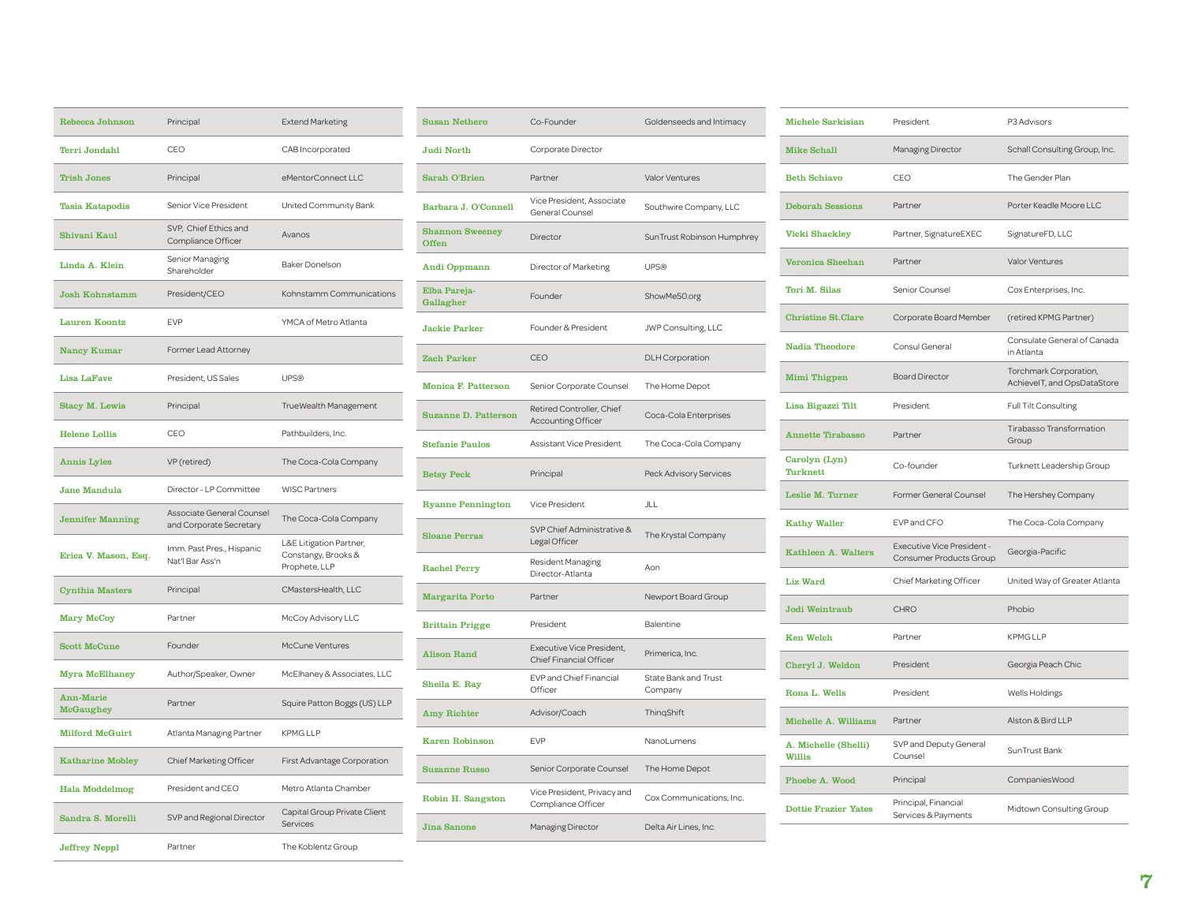| Name | Title | Organization |
|---|---|---|
| Rebecca Johnson | Principal | Extend Marketing |
| Terri Jondahl | CEO | CAB Incorporated |
| Trish Jones | Principal | eMentorConnect LLC |
| Tasia Katapodis | Senior Vice President | United Community Bank |
| Shivani Kaul | SVP, Chief Ethics and Compliance Officer | Avanos |
| Linda A. Klein | Senior Managing Shareholder | Baker Donelson |
| Josh Kohnstamm | President/CEO | Kohnstamm Communications |
| Lauren Koontz | EVP | YMCA of Metro Atlanta |
| Nancy Kumar | Former Lead Attorney | |
| Lisa LaFave | President, US Sales | UPS® |
| Stacy M. Lewis | Principal | TrueWealth Management |
| Helene Lollis | CEO | Pathbuilders, Inc. |
| Annis Lyles | VP (retired) | The Coca-Cola Company |
| Jane Mandula | Director - LP Committee | WISC Partners |
| Jennifer Manning | Associate General Counsel and Corporate Secretary | The Coca-Cola Company |
| Erica V. Mason, Esq. | Imm. Past Pres., Hispanic Nat'l Bar Ass'n | L&E Litigation Partner, Constangy, Brooks & Prophete, LLP |
| Cynthia Masters | Principal | CMastersHealth, LLC |
| Mary McCoy | Partner | McCoy Advisory LLC |
| Scott McCune | Founder | McCune Ventures |
| Myra McElhaney | Author/Speaker, Owner | McElhaney & Associates, LLC |
| Ann-Marie McGaughey | Partner | Squire Patton Boggs (US) LLP |
| Milford McGuirt | Atlanta Managing Partner | KPMG LLP |
| Katharine Mobley | Chief Marketing Officer | First Advantage Corporation |
| Hala Moddelmog | President and CEO | Metro Atlanta Chamber |
| Sandra S. Morelli | SVP and Regional Director | Capital Group Private Client Services |
| Jeffrey Neppl | Partner | The Koblentz Group |
| Susan Nethero | Co-Founder | Goldenseeds and Intimacy |
| Judi North | Corporate Director | |
| Sarah O'Brien | Partner | Valor Ventures |
| Barbara J. O'Connell | Vice President, Associate General Counsel | Southwire Company, LLC |
| Shannon Sweeney Offen | Director | SunTrust Robinson Humphrey |
| Andi Oppmann | Director of Marketing | UPS® |
| Elba Pareja-Gallagher | Founder | ShowMe50.org |
| Jackie Parker | Founder & President | JWP Consulting, LLC |
| Zach Parker | CEO | DLH Corporation |
| Monica F. Patterson | Senior Corporate Counsel | The Home Depot |
| Suzanne D. Patterson | Retired Controller, Chief Accounting Officer | Coca-Cola Enterprises |
| Stefanie Paulos | Assistant Vice President | The Coca-Cola Company |
| Betsy Peck | Principal | Peck Advisory Services |
| Ryanne Pennington | Vice President | JLL |
| Sloane Perras | SVP Chief Administrative & Legal Officer | The Krystal Company |
| Rachel Perry | Resident Managing Director-Atlanta | Aon |
| Margarita Porto | Partner | Newport Board Group |
| Brittain Prigge | President | Balentine |
| Alison Rand | Executive Vice President, Chief Financial Officer | Primerica, Inc. |
| Sheila E. Ray | EVP and Chief Financial Officer | State Bank and Trust Company |
| Amy Richter | Advisor/Coach | ThinqShift |
| Karen Robinson | EVP | NanoLumens |
| Suzanne Russo | Senior Corporate Counsel | The Home Depot |
| Robin H. Sangston | Vice President, Privacy and Compliance Officer | Cox Communications, Inc. |
| Jina Sanone | Managing Director | Delta Air Lines, Inc. |
| Michele Sarkisian | President | P3 Advisors |
| Mike Schall | Managing Director | Schall Consulting Group, Inc. |
| Beth Schiavo | CEO | The Gender Plan |
| Deborah Sessions | Partner | Porter Keadle Moore LLC |
| Vicki Shackley | Partner, SignatureEXEC | SignatureFD, LLC |
| Veronica Sheehan | Partner | Valor Ventures |
| Tori M. Silas | Senior Counsel | Cox Enterprises, Inc. |
| Christine St.Clare | Corporate Board Member | (retired KPMG Partner) |
| Nadia Theodore | Consul General | Consulate General of Canada in Atlanta |
| Mimi Thigpen | Board Director | Torchmark Corporation, AchieveIT, and OpsDataStore |
| Lisa Bigazzi Tilt | President | Full Tilt Consulting |
| Annette Tirabasso | Partner | Tirabasso Transformation Group |
| Carolyn (Lyn) Turknett | Co-founder | Turknett Leadership Group |
| Leslie M. Turner | Former General Counsel | The Hershey Company |
| Kathy Waller | EVP and CFO | The Coca-Cola Company |
| Kathleen A. Walters | Executive Vice President - Consumer Products Group | Georgia-Pacific |
| Liz Ward | Chief Marketing Officer | United Way of Greater Atlanta |
| Jodi Weintraub | CHRO | Phobio |
| Ken Welch | Partner | KPMG LLP |
| Cheryl J. Weldon | President | Georgia Peach Chic |
| Rona L. Wells | President | Wells Holdings |
| Michelle A. Williams | Partner | Alston & Bird LLP |
| A. Michelle (Shelli) Willis | SVP and Deputy General Counsel | SunTrust Bank |
| Phoebe A. Wood | Principal | CompaniesWood |
| Dottie Frazier Yates | Principal, Financial Services & Payments | Midtown Consulting Group |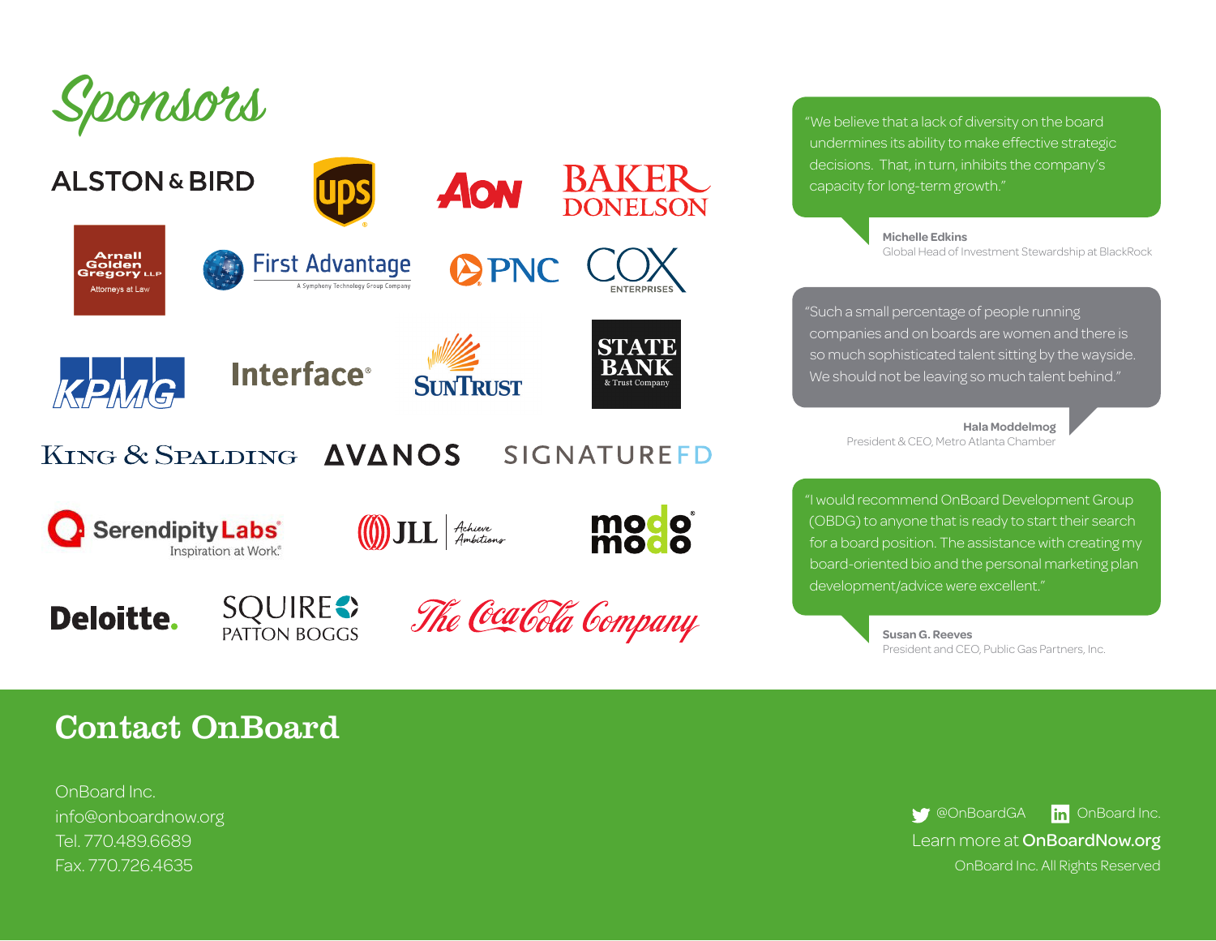# Sponsors

ALSTON & BIRD

UPS

AON

BAKER DONELSON

Arnall Golden Gregory LLP Attorneys at Law

First Advantage
A Symphony Technology Group Company

PNC

COX ENTERPRISES

KPMG

Interface®

SUNTRUST

STATE BANK & Trust Company

KING & SPALDING

AVANOS

SIGNATUREFD

SerendipityLabs® Inspiration at Work®

JLL Achieve Ambitions

modo modo®

Deloitte.

SQUIRE PATTON BOGGS

The Coca-Cola Company

"We believe that a lack of diversity on the board undermines its ability to make effective strategic decisions. That, in turn, inhibits the company's capacity for long-term growth."

**Michelle Edkins**
Global Head of Investment Stewardship at BlackRock

"Such a small percentage of people running companies and on boards are women and there is so much sophisticated talent sitting by the wayside. We should not be leaving so much talent behind."

**Hala Moddelmog**
President & CEO, Metro Atlanta Chamber

"I would recommend OnBoard Development Group (OBDG) to anyone that is ready to start their search for a board position. The assistance with creating my board-oriented bio and the personal marketing plan development/advice were excellent."

**Susan G. Reeves**
President and CEO, Public Gas Partners, Inc.

## Contact OnBoard

OnBoard Inc.
info@onboardnow.org
Tel. 770.489.6689
Fax. 770.726.4635

@OnBoardGA
OnBoard Inc.

Learn more at **OnBoardNow.org**

OnBoard Inc. All Rights Reserved